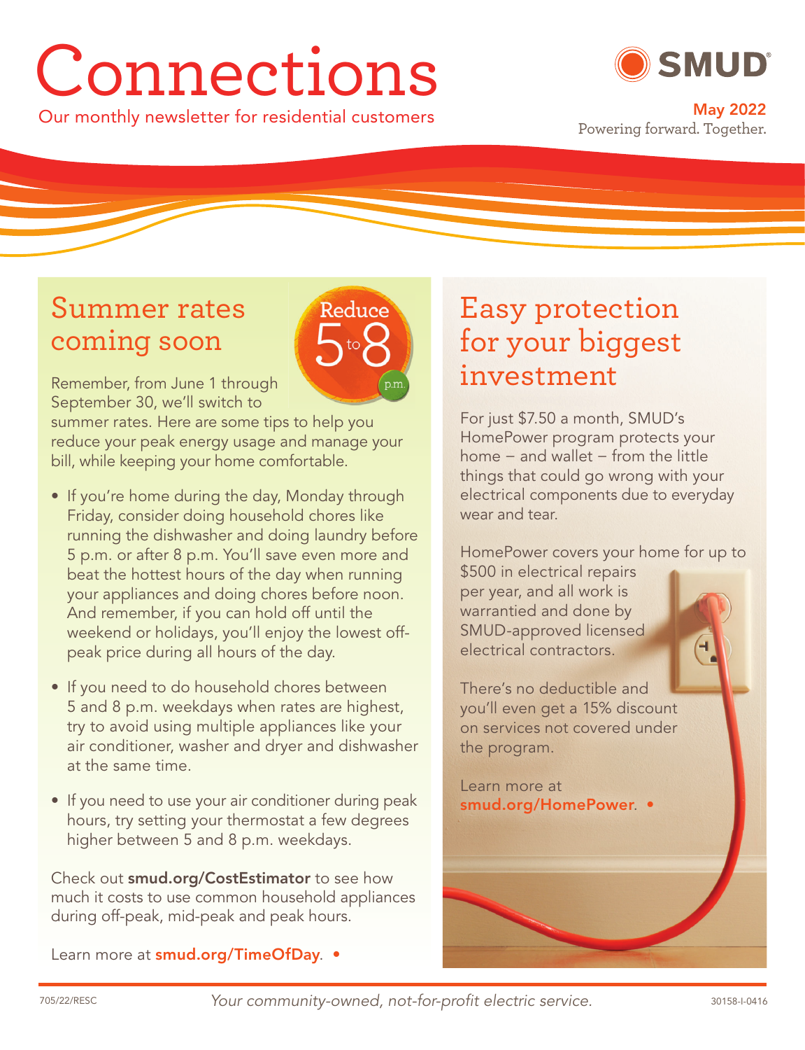# Connections

Our monthly newsletter for residential customers

SMUD

May 2022

Powering forward. Together.

## Summer rates coming soon

Reduce 5 to 8 p.m.

Remember, from June 1 through September 30, we'll switch to summer rates. Here are some tips to help you reduce your peak energy usage and manage your bill, while keeping your home comfortable.

- If you're home during the day, Monday through Friday, consider doing household chores like running the dishwasher and doing laundry before 5 p.m. or after 8 p.m. You'll save even more and beat the hottest hours of the day when running your appliances and doing chores before noon. And remember, if you can hold off until the weekend or holidays, you'll enjoy the lowest off-peak price during all hours of the day.
- If you need to do household chores between 5 and 8 p.m. weekdays when rates are highest, try to avoid using multiple appliances like your air conditioner, washer and dryer and dishwasher at the same time.
- If you need to use your air conditioner during peak hours, try setting your thermostat a few degrees higher between 5 and 8 p.m. weekdays.

Check out **smud.org/CostEstimator** to see how much it costs to use common household appliances during off-peak, mid-peak and peak hours.

Learn more at **smud.org/TimeOfDay**. •

## Easy protection for your biggest investment

For just $7.50 a month, SMUD's HomePower program protects your home – and wallet – from the little things that could go wrong with your electrical components due to everyday wear and tear.

HomePower covers your home for up to $500 in electrical repairs per year, and all work is warrantied and done by SMUD-approved licensed electrical contractors.

There's no deductible and you'll even get a 15% discount on services not covered under the program.

Learn more at **smud.org/HomePower**. •

705/22/RESC

*Your community-owned, not-for-profit electric service.*

30158-I-0416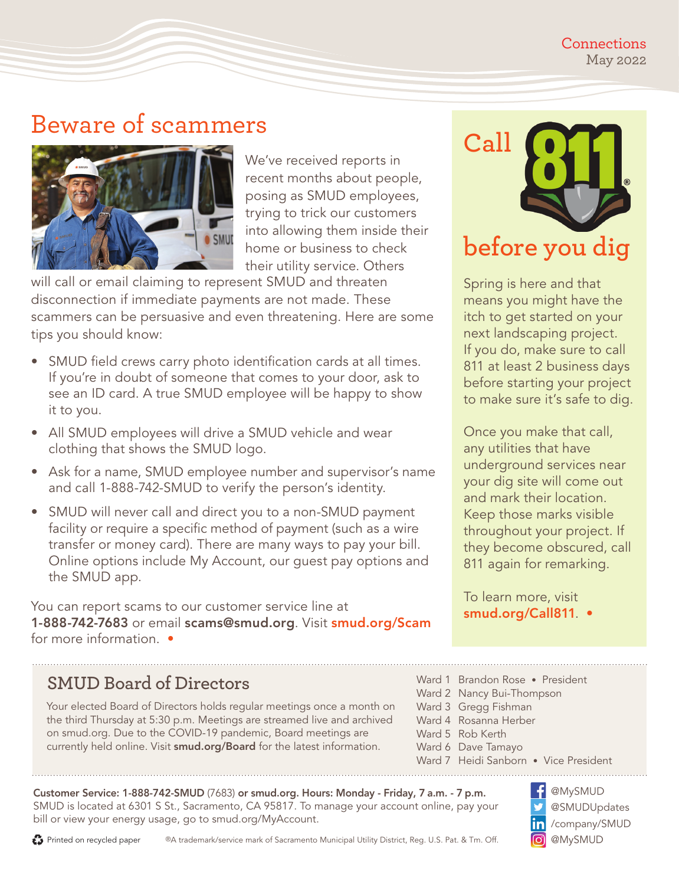## Beware of scammers

We've received reports in recent months about people, posing as SMUD employees, trying to trick our customers into allowing them inside their home or business to check their utility service. Others will call or email claiming to represent SMUD and threaten disconnection if immediate payments are not made. These scammers can be persuasive and even threatening. Here are some tips you should know:

- SMUD field crews carry photo identification cards at all times. If you're in doubt of someone that comes to your door, ask to see an ID card. A true SMUD employee will be happy to show it to you.
- All SMUD employees will drive a SMUD vehicle and wear clothing that shows the SMUD logo.
- Ask for a name, SMUD employee number and supervisor's name and call 1-888-742-SMUD to verify the person's identity.
- SMUD will never call and direct you to a non-SMUD payment facility or require a specific method of payment (such as a wire transfer or money card). There are many ways to pay your bill. Online options include My Account, our guest pay options and the SMUD app.

You can report scams to our customer service line at **1-888-742-7683** or email **scams@smud.org**. Visit **smud.org/Scam** for more information. •

## Call 811 before you dig

Spring is here and that means you might have the itch to get started on your next landscaping project. If you do, make sure to call 811 at least 2 business days before starting your project to make sure it's safe to dig.

Once you make that call, any utilities that have underground services near your dig site will come out and mark their location. Keep those marks visible throughout your project. If they become obscured, call 811 again for remarking.

To learn more, visit **smud.org/Call811**. •

## SMUD Board of Directors

Your elected Board of Directors holds regular meetings once a month on the third Thursday at 5:30 p.m. Meetings are streamed live and archived on smud.org. Due to the COVID-19 pandemic, Board meetings are currently held online. Visit **smud.org/Board** for the latest information.

Ward 1 Brandon Rose • President
Ward 2 Nancy Bui-Thompson
Ward 3 Gregg Fishman
Ward 4 Rosanna Herber
Ward 5 Rob Kerth
Ward 6 Dave Tamayo
Ward 7 Heidi Sanborn • Vice President

**Customer Service: 1-888-742-SMUD** (7683) **or smud.org. Hours: Monday - Friday, 7 a.m. - 7 p.m.**
SMUD is located at 6301 S St., Sacramento, CA 95817. To manage your account online, pay your bill or view your energy usage, go to smud.org/MyAccount.

@MySMUD
@SMUDUpdates
/company/SMUD
@MySMUD

Printed on recycled paper

®A trademark/service mark of Sacramento Municipal Utility District, Reg. U.S. Pat. & Tm. Off.